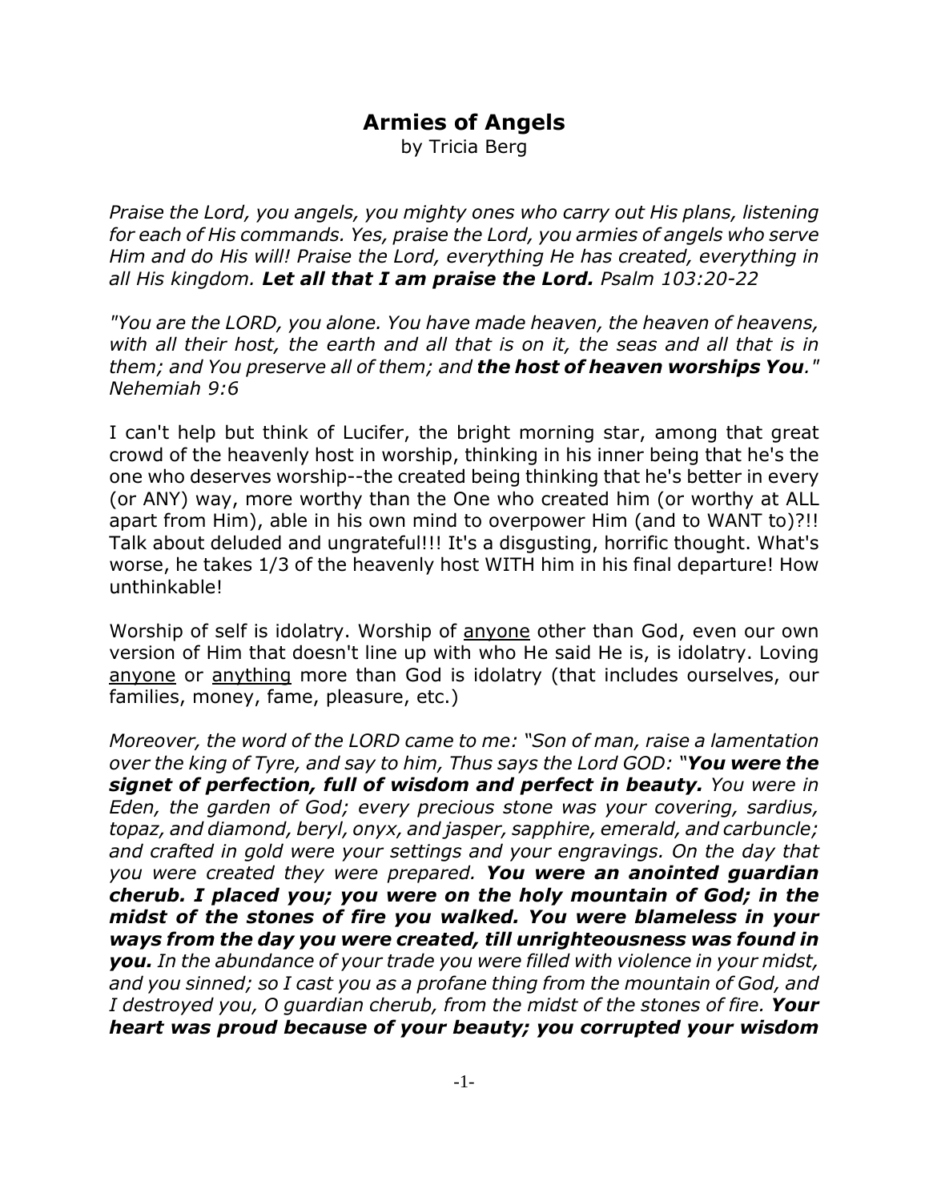# Armies of Angels

by Tricia Berg

*Praise the Lord, you angels, you mighty ones who carry out His plans, listening for each of His commands. Yes, praise the Lord, you armies of angels who serve Him and do His will! Praise the Lord, everything He has created, everything in all His kingdom.* ***Let all that I am praise the Lord.*** *Psalm 103:20-22*

*"You are the LORD, you alone. You have made heaven, the heaven of heavens, with all their host, the earth and all that is on it, the seas and all that is in them; and You preserve all of them; and* ***the host of heaven worships You****." Nehemiah 9:6*

I can't help but think of Lucifer, the bright morning star, among that great crowd of the heavenly host in worship, thinking in his inner being that he's the one who deserves worship--the created being thinking that he's better in every (or ANY) way, more worthy than the One who created him (or worthy at ALL apart from Him), able in his own mind to overpower Him (and to WANT to)?!! Talk about deluded and ungrateful!!! It's a disgusting, horrific thought. What's worse, he takes 1/3 of the heavenly host WITH him in his final departure! How unthinkable!

Worship of self is idolatry. Worship of <u>anyone</u> other than God, even our own version of Him that doesn't line up with who He said He is, is idolatry. Loving <u>anyone</u> or <u>anything</u> more than God is idolatry (that includes ourselves, our families, money, fame, pleasure, etc.)

*Moreover, the word of the LORD came to me: "Son of man, raise a lamentation over the king of Tyre, and say to him, Thus says the Lord GOD: "****You were the signet of perfection, full of wisdom and perfect in beauty.*** *You were in Eden, the garden of God; every precious stone was your covering, sardius, topaz, and diamond, beryl, onyx, and jasper, sapphire, emerald, and carbuncle; and crafted in gold were your settings and your engravings. On the day that you were created they were prepared.* ***You were an anointed guardian cherub. I placed you; you were on the holy mountain of God; in the midst of the stones of fire you walked. You were blameless in your ways from the day you were created, till unrighteousness was found in you.*** *In the abundance of your trade you were filled with violence in your midst, and you sinned; so I cast you as a profane thing from the mountain of God, and I destroyed you, O guardian cherub, from the midst of the stones of fire.* ***Your heart was proud because of your beauty; you corrupted your wisdom***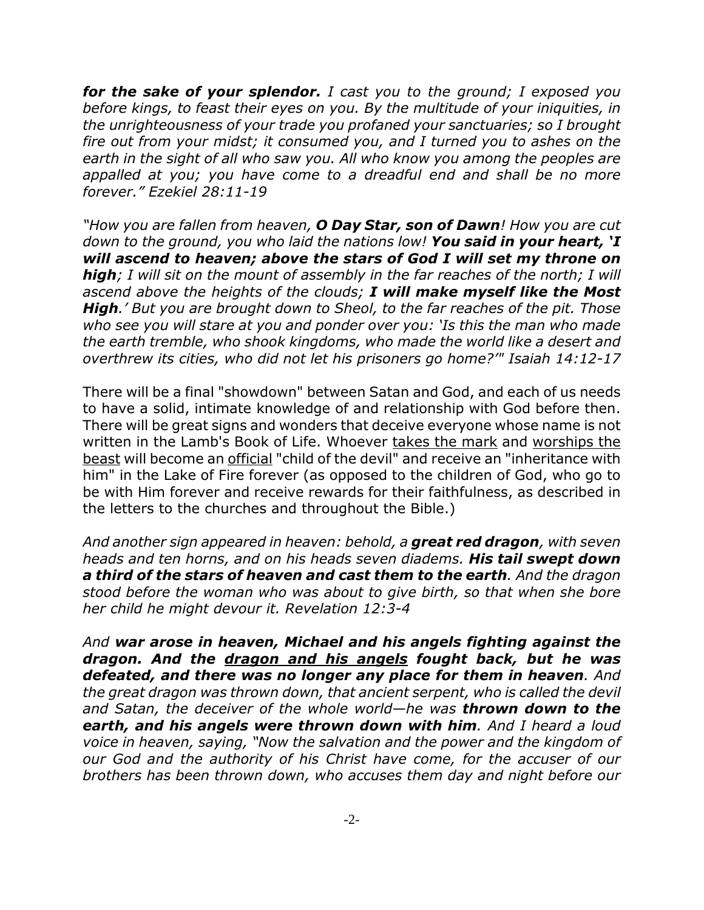***for the sake of your splendor.*** *I cast you to the ground; I exposed you before kings, to feast their eyes on you. By the multitude of your iniquities, in the unrighteousness of your trade you profaned your sanctuaries; so I brought fire out from your midst; it consumed you, and I turned you to ashes on the earth in the sight of all who saw you. All who know you among the peoples are appalled at you; you have come to a dreadful end and shall be no more forever." Ezekiel 28:11-19*

*"How you are fallen from heaven,* ***O Day Star, son of Dawn****! How you are cut down to the ground, you who laid the nations low!* ***You said in your heart, 'I will ascend to heaven; above the stars of God I will set my throne on high****; I will sit on the mount of assembly in the far reaches of the north; I will ascend above the heights of the clouds;* ***I will make myself like the Most High****.' But you are brought down to Sheol, to the far reaches of the pit. Those who see you will stare at you and ponder over you: 'Is this the man who made the earth tremble, who shook kingdoms, who made the world like a desert and overthrew its cities, who did not let his prisoners go home?'" Isaiah 14:12-17*

There will be a final "showdown" between Satan and God, and each of us needs to have a solid, intimate knowledge of and relationship with God before then. There will be great signs and wonders that deceive everyone whose name is not written in the Lamb's Book of Life. Whoever <u>takes the mark</u> and <u>worships the beast</u> will become an <u>official</u> "child of the devil" and receive an "inheritance with him" in the Lake of Fire forever (as opposed to the children of God, who go to be with Him forever and receive rewards for their faithfulness, as described in the letters to the churches and throughout the Bible.)

*And another sign appeared in heaven: behold, a* ***great red dragon****, with seven heads and ten horns, and on his heads seven diadems.* ***His tail swept down a third of the stars of heaven and cast them to the earth****. And the dragon stood before the woman who was about to give birth, so that when she bore her child he might devour it. Revelation 12:3-4*

*And* ***war arose in heaven, Michael and his angels fighting against the dragon. And the <u>dragon and his angels</u> fought back, but he was defeated, and there was no longer any place for them in heaven****. And the great dragon was thrown down, that ancient serpent, who is called the devil and Satan, the deceiver of the whole world—he was* ***thrown down to the earth, and his angels were thrown down with him****. And I heard a loud voice in heaven, saying, "Now the salvation and the power and the kingdom of our God and the authority of his Christ have come, for the accuser of our brothers has been thrown down, who accuses them day and night before our*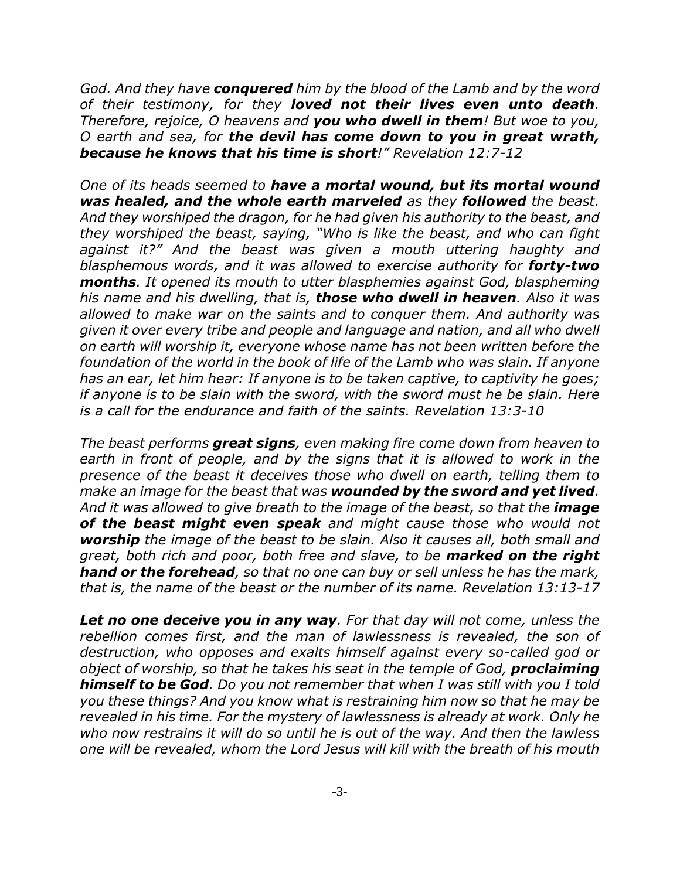*God. And they have **conquered** him by the blood of the Lamb and by the word of their testimony, for they **loved not their lives even unto death**. Therefore, rejoice, O heavens and **you who dwell in them**! But woe to you, O earth and sea, for **the devil has come down to you in great wrath, because he knows that his time is short**!" Revelation 12:7-12*

*One of its heads seemed to **have a mortal wound, but its mortal wound was healed, and the whole earth marveled** as they **followed** the beast. And they worshiped the dragon, for he had given his authority to the beast, and they worshiped the beast, saying, "Who is like the beast, and who can fight against it?" And the beast was given a mouth uttering haughty and blasphemous words, and it was allowed to exercise authority for **forty-two months**. It opened its mouth to utter blasphemies against God, blaspheming his name and his dwelling, that is, **those who dwell in heaven**. Also it was allowed to make war on the saints and to conquer them. And authority was given it over every tribe and people and language and nation, and all who dwell on earth will worship it, everyone whose name has not been written before the foundation of the world in the book of life of the Lamb who was slain. If anyone has an ear, let him hear: If anyone is to be taken captive, to captivity he goes; if anyone is to be slain with the sword, with the sword must he be slain. Here is a call for the endurance and faith of the saints. Revelation 13:3-10*

*The beast performs **great signs**, even making fire come down from heaven to earth in front of people, and by the signs that it is allowed to work in the presence of the beast it deceives those who dwell on earth, telling them to make an image for the beast that was **wounded by the sword and yet lived**. And it was allowed to give breath to the image of the beast, so that the **image of the beast might even speak** and might cause those who would not **worship** the image of the beast to be slain. Also it causes all, both small and great, both rich and poor, both free and slave, to be **marked on the right hand or the forehead**, so that no one can buy or sell unless he has the mark, that is, the name of the beast or the number of its name. Revelation 13:13-17*

***Let no one deceive you in any way**. For that day will not come, unless the rebellion comes first, and the man of lawlessness is revealed, the son of destruction, who opposes and exalts himself against every so-called god or object of worship, so that he takes his seat in the temple of God, **proclaiming himself to be God**. Do you not remember that when I was still with you I told you these things? And you know what is restraining him now so that he may be revealed in his time. For the mystery of lawlessness is already at work. Only he who now restrains it will do so until he is out of the way. And then the lawless one will be revealed, whom the Lord Jesus will kill with the breath of his mouth*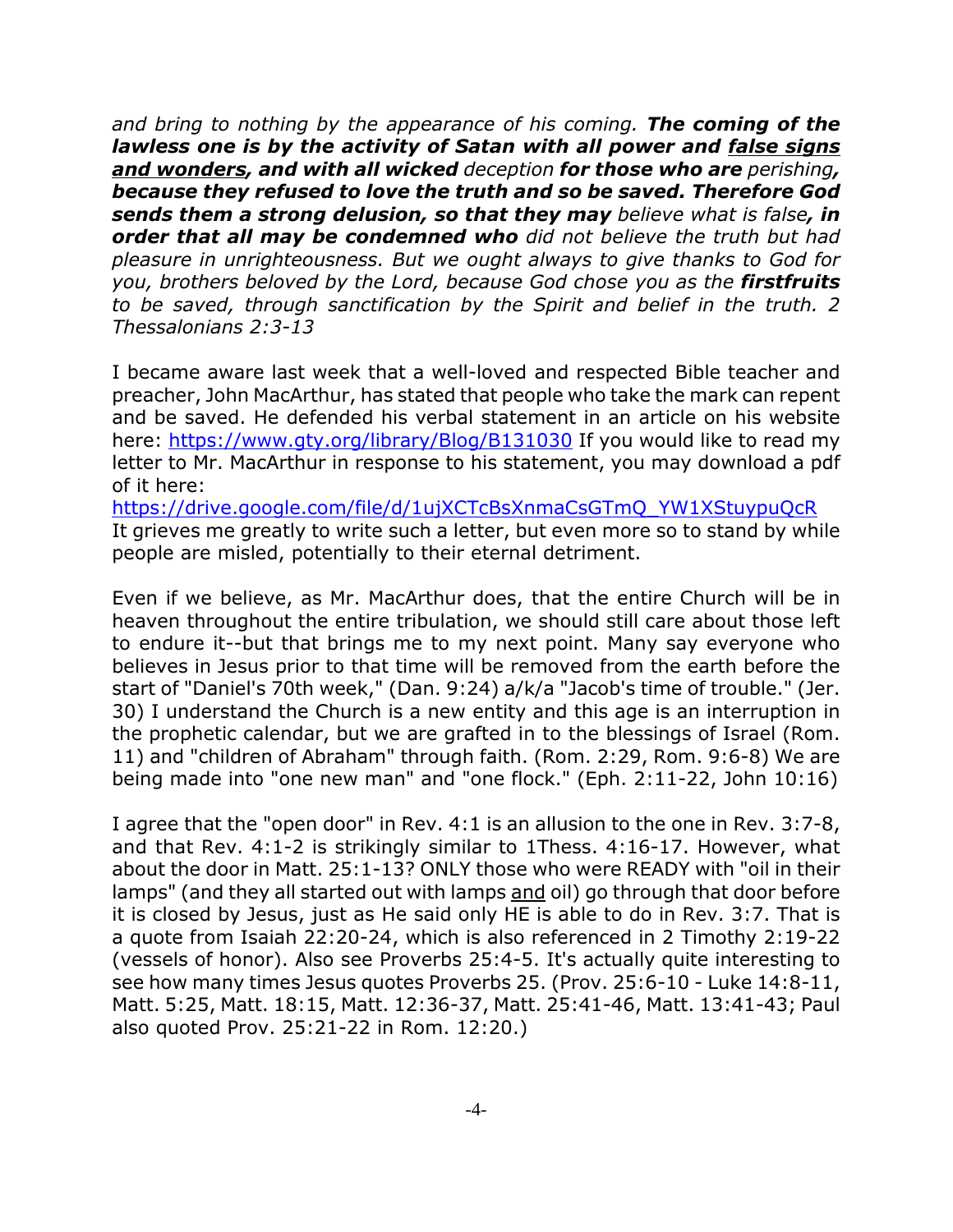*and bring to nothing by the appearance of his coming.* ***The coming of the lawless one is by the activity of Satan with all power and <u>false signs and wonders</u>, and with all wicked*** *deception* ***for those who are*** *perishing****, because they refused to love the truth and so be saved. Therefore God sends them a strong delusion, so that they may*** *believe what is false****, in order that all may be condemned who*** *did not believe the truth but had pleasure in unrighteousness. But we ought always to give thanks to God for you, brothers beloved by the Lord, because God chose you as the* ***firstfruits*** *to be saved, through sanctification by the Spirit and belief in the truth. 2 Thessalonians 2:3-13*

I became aware last week that a well-loved and respected Bible teacher and preacher, John MacArthur, has stated that people who take the mark can repent and be saved. He defended his verbal statement in an article on his website here: [https://www.gty.org/library/Blog/B131030](https://www.gty.org/library/Blog/B131030) If you would like to read my letter to Mr. MacArthur in response to his statement, you may download a pdf of it here:
[https://drive.google.com/file/d/1ujXCTcBsXnmaCsGTmQ_YW1XStuypuQcR](https://drive.google.com/file/d/1ujXCTcBsXnmaCsGTmQ_YW1XStuypuQcR)
It grieves me greatly to write such a letter, but even more so to stand by while people are misled, potentially to their eternal detriment.

Even if we believe, as Mr. MacArthur does, that the entire Church will be in heaven throughout the entire tribulation, we should still care about those left to endure it--but that brings me to my next point. Many say everyone who believes in Jesus prior to that time will be removed from the earth before the start of "Daniel's 70th week," (Dan. 9:24) a/k/a "Jacob's time of trouble." (Jer. 30) I understand the Church is a new entity and this age is an interruption in the prophetic calendar, but we are grafted in to the blessings of Israel (Rom. 11) and "children of Abraham" through faith. (Rom. 2:29, Rom. 9:6-8) We are being made into "one new man" and "one flock." (Eph. 2:11-22, John 10:16)

I agree that the "open door" in Rev. 4:1 is an allusion to the one in Rev. 3:7-8, and that Rev. 4:1-2 is strikingly similar to 1Thess. 4:16-17. However, what about the door in Matt. 25:1-13? ONLY those who were READY with "oil in their lamps" (and they all started out with lamps <u>and</u> oil) go through that door before it is closed by Jesus, just as He said only HE is able to do in Rev. 3:7. That is a quote from Isaiah 22:20-24, which is also referenced in 2 Timothy 2:19-22 (vessels of honor). Also see Proverbs 25:4-5. It's actually quite interesting to see how many times Jesus quotes Proverbs 25. (Prov. 25:6-10 - Luke 14:8-11, Matt. 5:25, Matt. 18:15, Matt. 12:36-37, Matt. 25:41-46, Matt. 13:41-43; Paul also quoted Prov. 25:21-22 in Rom. 12:20.)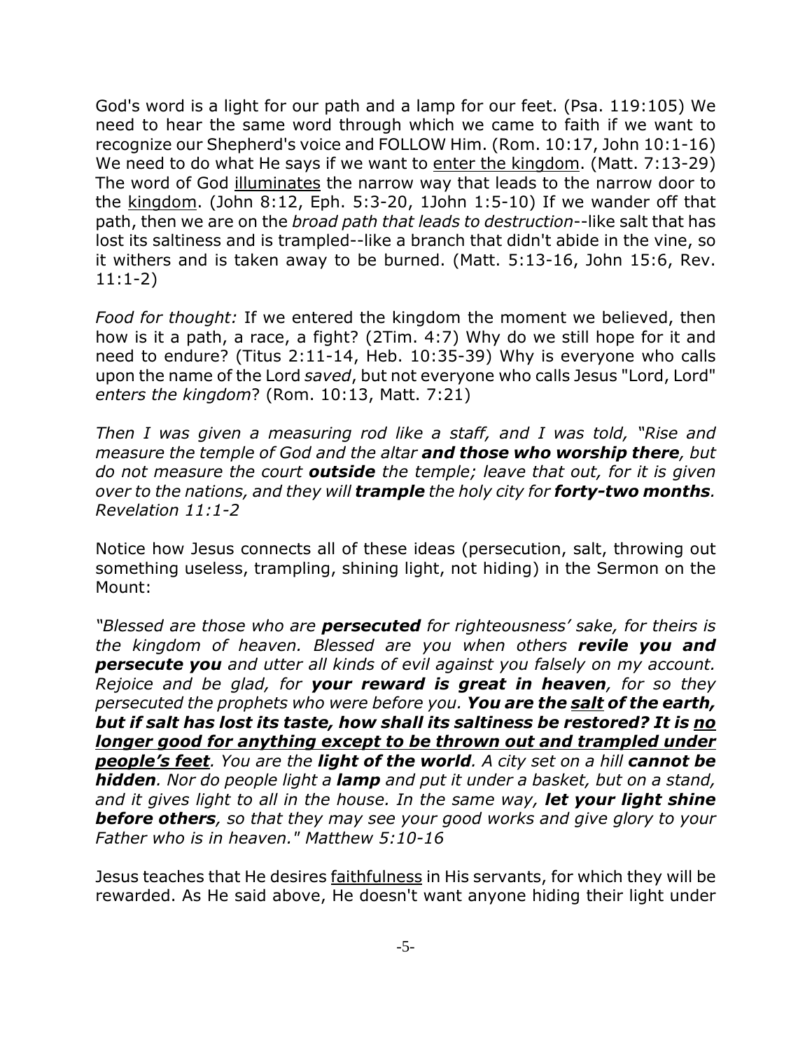God's word is a light for our path and a lamp for our feet. (Psa. 119:105) We need to hear the same word through which we came to faith if we want to recognize our Shepherd's voice and FOLLOW Him. (Rom. 10:17, John 10:1-16) We need to do what He says if we want to <u>enter the kingdom</u>. (Matt. 7:13-29) The word of God <u>illuminates</u> the narrow way that leads to the narrow door to the <u>kingdom</u>. (John 8:12, Eph. 5:3-20, 1John 1:5-10) If we wander off that path, then we are on the *broad path that leads to destruction*--like salt that has lost its saltiness and is trampled--like a branch that didn't abide in the vine, so it withers and is taken away to be burned. (Matt. 5:13-16, John 15:6, Rev. 11:1-2)

*Food for thought:* If we entered the kingdom the moment we believed, then how is it a path, a race, a fight? (2Tim. 4:7) Why do we still hope for it and need to endure? (Titus 2:11-14, Heb. 10:35-39) Why is everyone who calls upon the name of the Lord *saved*, but not everyone who calls Jesus "Lord, Lord" *enters the kingdom*? (Rom. 10:13, Matt. 7:21)

*Then I was given a measuring rod like a staff, and I was told, "Rise and measure the temple of God and the altar* ***and those who worship there****, but do not measure the court* ***outside*** *the temple; leave that out, for it is given over to the nations, and they will* ***trample*** *the holy city for* ***forty-two months****. Revelation 11:1-2*

Notice how Jesus connects all of these ideas (persecution, salt, throwing out something useless, trampling, shining light, not hiding) in the Sermon on the Mount:

*"Blessed are those who are* ***persecuted*** *for righteousness' sake, for theirs is the kingdom of heaven. Blessed are you when others* ***revile you and persecute you*** *and utter all kinds of evil against you falsely on my account. Rejoice and be glad, for* ***your reward is great in heaven****, for so they persecuted the prophets who were before you.* ***You are the <u>salt</u> of the earth, but if salt has lost its taste, how shall its saltiness be restored? It is <u>no longer good for anything except to be thrown out and trampled under people's feet</u>****. You are the* ***light of the world****. A city set on a hill* ***cannot be hidden****. Nor do people light a* ***lamp*** *and put it under a basket, but on a stand, and it gives light to all in the house. In the same way,* ***let your light shine before others****, so that they may see your good works and give glory to your Father who is in heaven." Matthew 5:10-16*

Jesus teaches that He desires <u>faithfulness</u> in His servants, for which they will be rewarded. As He said above, He doesn't want anyone hiding their light under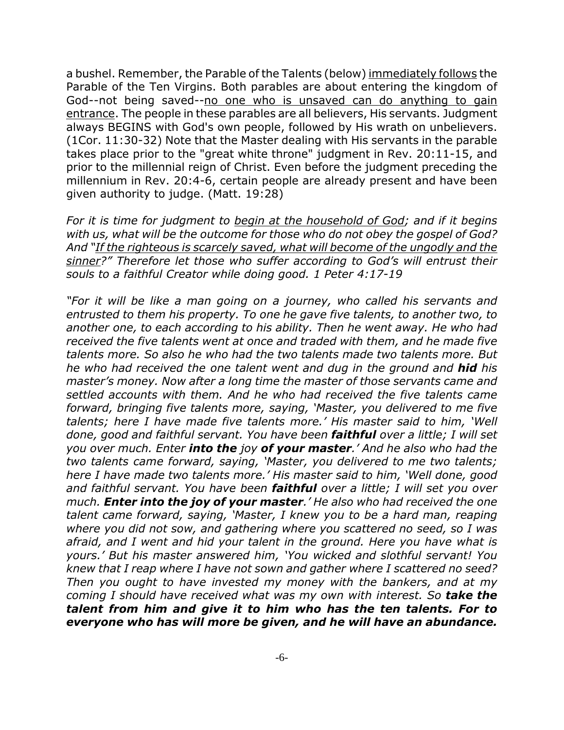a bushel. Remember, the Parable of the Talents (below) <u>immediately follows</u> the Parable of the Ten Virgins. Both parables are about entering the kingdom of God--not being saved--<u>no one who is unsaved can do anything to gain entrance</u>. The people in these parables are all believers, His servants. Judgment always BEGINS with God's own people, followed by His wrath on unbelievers. (1Cor. 11:30-32) Note that the Master dealing with His servants in the parable takes place prior to the "great white throne" judgment in Rev. 20:11-15, and prior to the millennial reign of Christ. Even before the judgment preceding the millennium in Rev. 20:4-6, certain people are already present and have been given authority to judge. (Matt. 19:28)

*For it is time for judgment to <u>begin at the household of God</u>; and if it begins with us, what will be the outcome for those who do not obey the gospel of God? And "<u>If the righteous is scarcely saved, what will become of the ungodly and the sinner</u>?" Therefore let those who suffer according to God's will entrust their souls to a faithful Creator while doing good. 1 Peter 4:17-19*

*"For it will be like a man going on a journey, who called his servants and entrusted to them his property. To one he gave five talents, to another two, to another one, to each according to his ability. Then he went away. He who had received the five talents went at once and traded with them, and he made five talents more. So also he who had the two talents made two talents more. But he who had received the one talent went and dug in the ground and* ***hid*** *his master's money. Now after a long time the master of those servants came and settled accounts with them. And he who had received the five talents came forward, bringing five talents more, saying, 'Master, you delivered to me five talents; here I have made five talents more.' His master said to him, 'Well done, good and faithful servant. You have been* ***faithful*** *over a little; I will set you over much. Enter* ***into the*** *joy* ***of your master****.' And he also who had the two talents came forward, saying, 'Master, you delivered to me two talents; here I have made two talents more.' His master said to him, 'Well done, good and faithful servant. You have been* ***faithful*** *over a little; I will set you over much.* ***Enter into the joy of your master****.' He also who had received the one talent came forward, saying, 'Master, I knew you to be a hard man, reaping where you did not sow, and gathering where you scattered no seed, so I was afraid, and I went and hid your talent in the ground. Here you have what is yours.' But his master answered him, 'You wicked and slothful servant! You knew that I reap where I have not sown and gather where I scattered no seed? Then you ought to have invested my money with the bankers, and at my coming I should have received what was my own with interest. So* ***take the talent from him and give it to him who has the ten talents. For to everyone who has will more be given, and he will have an abundance.***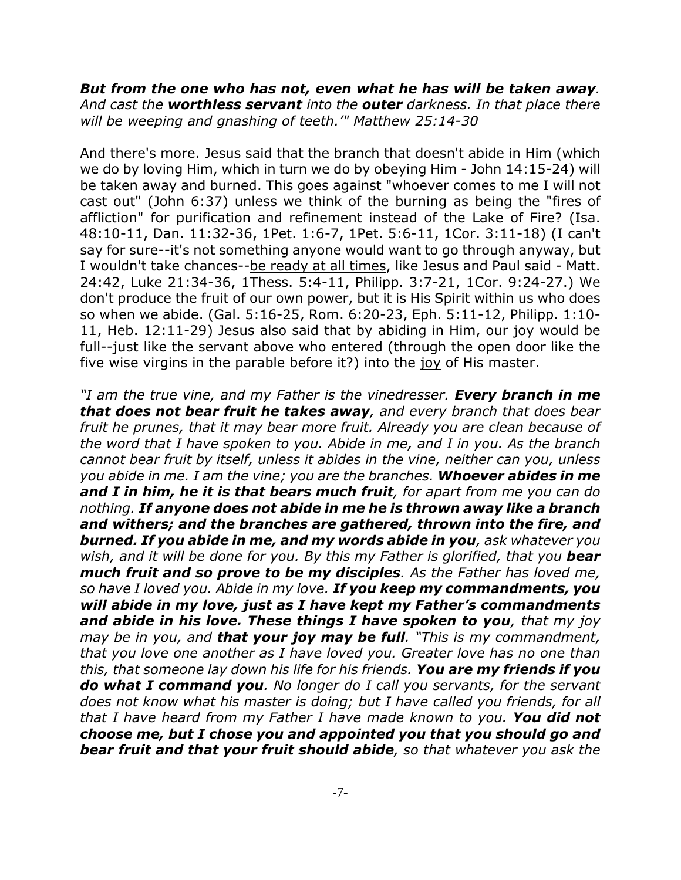***But from the one who has not, even what he has will be taken away****. And cast the* ***<u>worthless</u>*** ***servant*** *into the* ***outer*** *darkness. In that place there will be weeping and gnashing of teeth.'" Matthew 25:14-30*

And there's more. Jesus said that the branch that doesn't abide in Him (which we do by loving Him, which in turn we do by obeying Him - John 14:15-24) will be taken away and burned. This goes against "whoever comes to me I will not cast out" (John 6:37) unless we think of the burning as being the "fires of affliction" for purification and refinement instead of the Lake of Fire? (Isa. 48:10-11, Dan. 11:32-36, 1Pet. 1:6-7, 1Pet. 5:6-11, 1Cor. 3:11-18) (I can't say for sure--it's not something anyone would want to go through anyway, but I wouldn't take chances--<u>be ready at all times</u>, like Jesus and Paul said - Matt. 24:42, Luke 21:34-36, 1Thess. 5:4-11, Philipp. 3:7-21, 1Cor. 9:24-27.) We don't produce the fruit of our own power, but it is His Spirit within us who does so when we abide. (Gal. 5:16-25, Rom. 6:20-23, Eph. 5:11-12, Philipp. 1:10-11, Heb. 12:11-29) Jesus also said that by abiding in Him, our <u>joy</u> would be full--just like the servant above who <u>entered</u> (through the open door like the five wise virgins in the parable before it?) into the <u>joy</u> of His master.

*"I am the true vine, and my Father is the vinedresser.* ***Every branch in me that does not bear fruit he takes away****, and every branch that does bear fruit he prunes, that it may bear more fruit. Already you are clean because of the word that I have spoken to you. Abide in me, and I in you. As the branch cannot bear fruit by itself, unless it abides in the vine, neither can you, unless you abide in me. I am the vine; you are the branches.* ***Whoever abides in me and I in him, he it is that bears much fruit****, for apart from me you can do nothing.* ***If anyone does not abide in me he is thrown away like a branch and withers; and the branches are gathered, thrown into the fire, and burned. If you abide in me, and my words abide in you****, ask whatever you wish, and it will be done for you. By this my Father is glorified, that you* ***bear much fruit and so prove to be my disciples****. As the Father has loved me, so have I loved you. Abide in my love.* ***If you keep my commandments, you will abide in my love, just as I have kept my Father's commandments and abide in his love. These things I have spoken to you****, that my joy may be in you, and* ***that your joy may be full****. "This is my commandment, that you love one another as I have loved you. Greater love has no one than this, that someone lay down his life for his friends.* ***You are my friends if you do what I command you****. No longer do I call you servants, for the servant does not know what his master is doing; but I have called you friends, for all that I have heard from my Father I have made known to you.* ***You did not choose me, but I chose you and appointed you that you should go and bear fruit and that your fruit should abide****, so that whatever you ask the*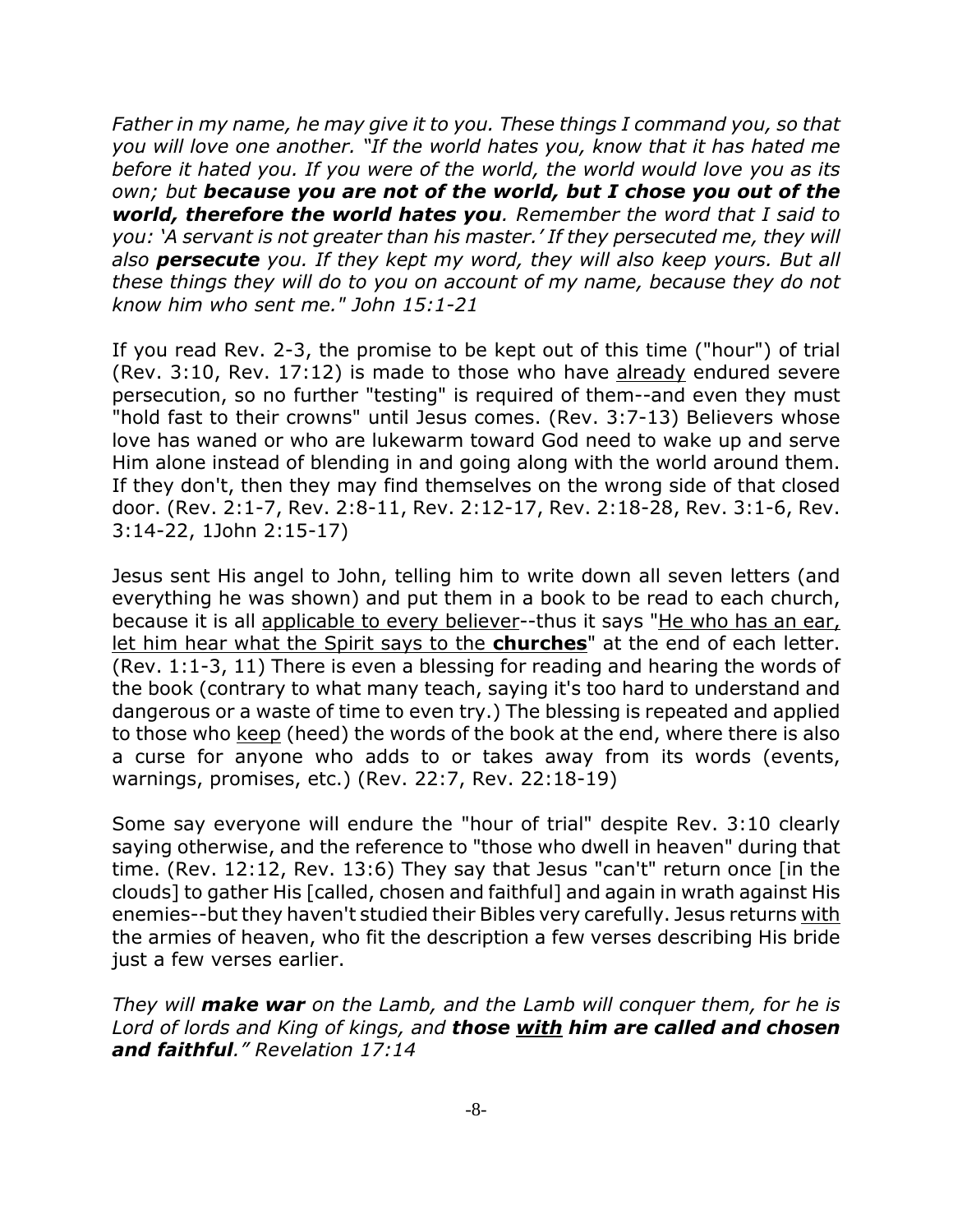*Father in my name, he may give it to you. These things I command you, so that you will love one another. "If the world hates you, know that it has hated me before it hated you. If you were of the world, the world would love you as its own; but **because you are not of the world, but I chose you out of the world, therefore the world hates you**. Remember the word that I said to you: 'A servant is not greater than his master.' If they persecuted me, they will also **persecute** you. If they kept my word, they will also keep yours. But all these things they will do to you on account of my name, because they do not know him who sent me." John 15:1-21*

If you read Rev. 2-3, the promise to be kept out of this time ("hour") of trial (Rev. 3:10, Rev. 17:12) is made to those who have <u>already</u> endured severe persecution, so no further "testing" is required of them--and even they must "hold fast to their crowns" until Jesus comes. (Rev. 3:7-13) Believers whose love has waned or who are lukewarm toward God need to wake up and serve Him alone instead of blending in and going along with the world around them. If they don't, then they may find themselves on the wrong side of that closed door. (Rev. 2:1-7, Rev. 2:8-11, Rev. 2:12-17, Rev. 2:18-28, Rev. 3:1-6, Rev. 3:14-22, 1John 2:15-17)

Jesus sent His angel to John, telling him to write down all seven letters (and everything he was shown) and put them in a book to be read to each church, because it is all <u>applicable to every believer</u>--thus it says "<u>He who has an ear, let him hear what the Spirit says to the **churches**</u>" at the end of each letter. (Rev. 1:1-3, 11) There is even a blessing for reading and hearing the words of the book (contrary to what many teach, saying it's too hard to understand and dangerous or a waste of time to even try.) The blessing is repeated and applied to those who <u>keep</u> (heed) the words of the book at the end, where there is also a curse for anyone who adds to or takes away from its words (events, warnings, promises, etc.) (Rev. 22:7, Rev. 22:18-19)

Some say everyone will endure the "hour of trial" despite Rev. 3:10 clearly saying otherwise, and the reference to "those who dwell in heaven" during that time. (Rev. 12:12, Rev. 13:6) They say that Jesus "can't" return once [in the clouds] to gather His [called, chosen and faithful] and again in wrath against His enemies--but they haven't studied their Bibles very carefully. Jesus returns <u>with</u> the armies of heaven, who fit the description a few verses describing His bride just a few verses earlier.

*They will **make war** on the Lamb, and the Lamb will conquer them, for he is Lord of lords and King of kings, and **those <u>with</u> him are called and chosen and faithful**." Revelation 17:14*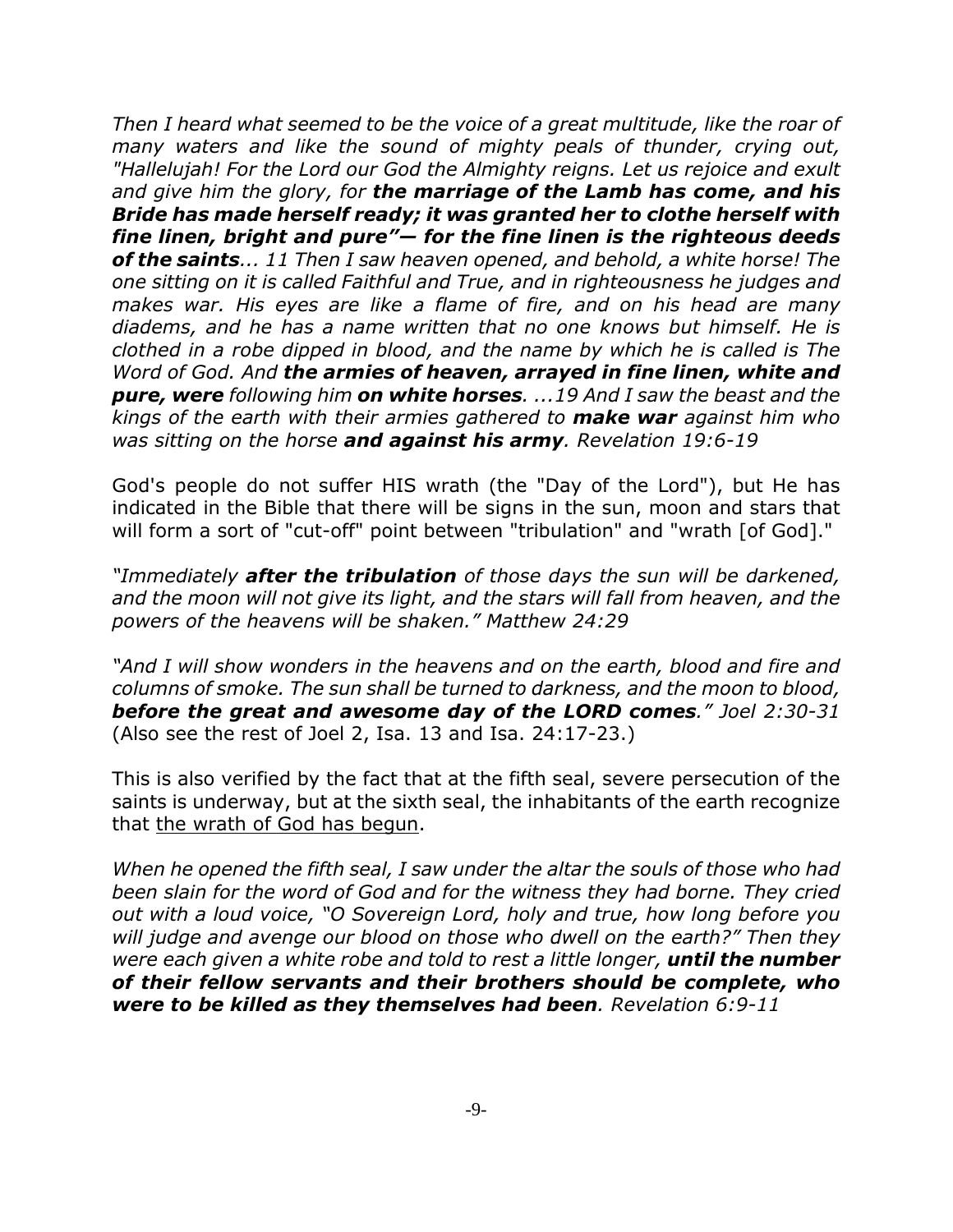*Then I heard what seemed to be the voice of a great multitude, like the roar of many waters and like the sound of mighty peals of thunder, crying out, "Hallelujah! For the Lord our God the Almighty reigns. Let us rejoice and exult and give him the glory, for **the marriage of the Lamb has come, and his Bride has made herself ready; it was granted her to clothe herself with fine linen, bright and pure"— for the fine linen is the righteous deeds of the saints**... 11 Then I saw heaven opened, and behold, a white horse! The one sitting on it is called Faithful and True, and in righteousness he judges and makes war. His eyes are like a flame of fire, and on his head are many diadems, and he has a name written that no one knows but himself. He is clothed in a robe dipped in blood, and the name by which he is called is The Word of God. And **the armies of heaven, arrayed in fine linen, white and pure, were** following him **on white horses**. ...19 And I saw the beast and the kings of the earth with their armies gathered to **make war** against him who was sitting on the horse **and against his army**. Revelation 19:6-19*

God's people do not suffer HIS wrath (the "Day of the Lord"), but He has indicated in the Bible that there will be signs in the sun, moon and stars that will form a sort of "cut-off" point between "tribulation" and "wrath [of God]."

*"Immediately **after the tribulation** of those days the sun will be darkened, and the moon will not give its light, and the stars will fall from heaven, and the powers of the heavens will be shaken." Matthew 24:29*

*"And I will show wonders in the heavens and on the earth, blood and fire and columns of smoke. The sun shall be turned to darkness, and the moon to blood, **before the great and awesome day of the LORD comes**." Joel 2:30-31* (Also see the rest of Joel 2, Isa. 13 and Isa. 24:17-23.)

This is also verified by the fact that at the fifth seal, severe persecution of the saints is underway, but at the sixth seal, the inhabitants of the earth recognize that the wrath of God has begun.

*When he opened the fifth seal, I saw under the altar the souls of those who had been slain for the word of God and for the witness they had borne. They cried out with a loud voice, "O Sovereign Lord, holy and true, how long before you will judge and avenge our blood on those who dwell on the earth?" Then they were each given a white robe and told to rest a little longer, **until the number of their fellow servants and their brothers should be complete, who were to be killed as they themselves had been**. Revelation 6:9-11*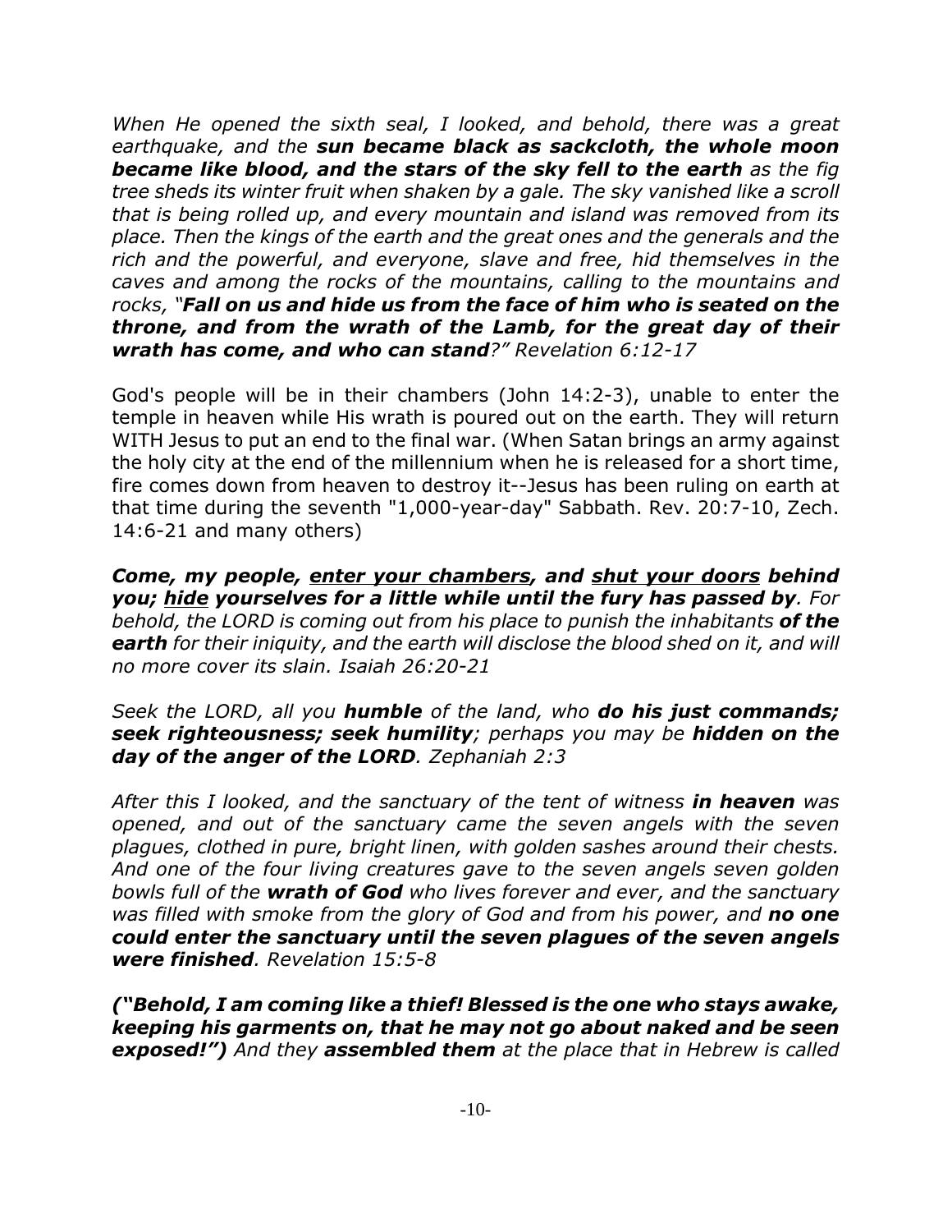*When He opened the sixth seal, I looked, and behold, there was a great earthquake, and the* ***sun became black as sackcloth, the whole moon became like blood, and the stars of the sky fell to the earth*** *as the fig tree sheds its winter fruit when shaken by a gale. The sky vanished like a scroll that is being rolled up, and every mountain and island was removed from its place. Then the kings of the earth and the great ones and the generals and the rich and the powerful, and everyone, slave and free, hid themselves in the caves and among the rocks of the mountains, calling to the mountains and rocks, "****Fall on us and hide us from the face of him who is seated on the throne, and from the wrath of the Lamb, for the great day of their wrath has come, and who can stand****?" Revelation 6:12-17*

God's people will be in their chambers (John 14:2-3), unable to enter the temple in heaven while His wrath is poured out on the earth. They will return WITH Jesus to put an end to the final war. (When Satan brings an army against the holy city at the end of the millennium when he is released for a short time, fire comes down from heaven to destroy it--Jesus has been ruling on earth at that time during the seventh "1,000-year-day" Sabbath. Rev. 20:7-10, Zech. 14:6-21 and many others)

***Come, my people, <u>enter your chambers</u>, and <u>shut your doors</u> behind you; <u>hide</u> yourselves for a little while until the fury has passed by****. For behold, the LORD is coming out from his place to punish the inhabitants* ***of the earth*** *for their iniquity, and the earth will disclose the blood shed on it, and will no more cover its slain. Isaiah 26:20-21*

*Seek the LORD, all you* ***humble*** *of the land, who* ***do his just commands; seek righteousness; seek humility****; perhaps you may be* ***hidden on the day of the anger of the LORD****. Zephaniah 2:3*

*After this I looked, and the sanctuary of the tent of witness* ***in heaven*** *was opened, and out of the sanctuary came the seven angels with the seven plagues, clothed in pure, bright linen, with golden sashes around their chests. And one of the four living creatures gave to the seven angels seven golden bowls full of the* ***wrath of God*** *who lives forever and ever, and the sanctuary was filled with smoke from the glory of God and from his power, and* ***no one could enter the sanctuary until the seven plagues of the seven angels were finished****. Revelation 15:5-8*

***("Behold, I am coming like a thief! Blessed is the one who stays awake, keeping his garments on, that he may not go about naked and be seen exposed!")*** *And they* ***assembled them*** *at the place that in Hebrew is called*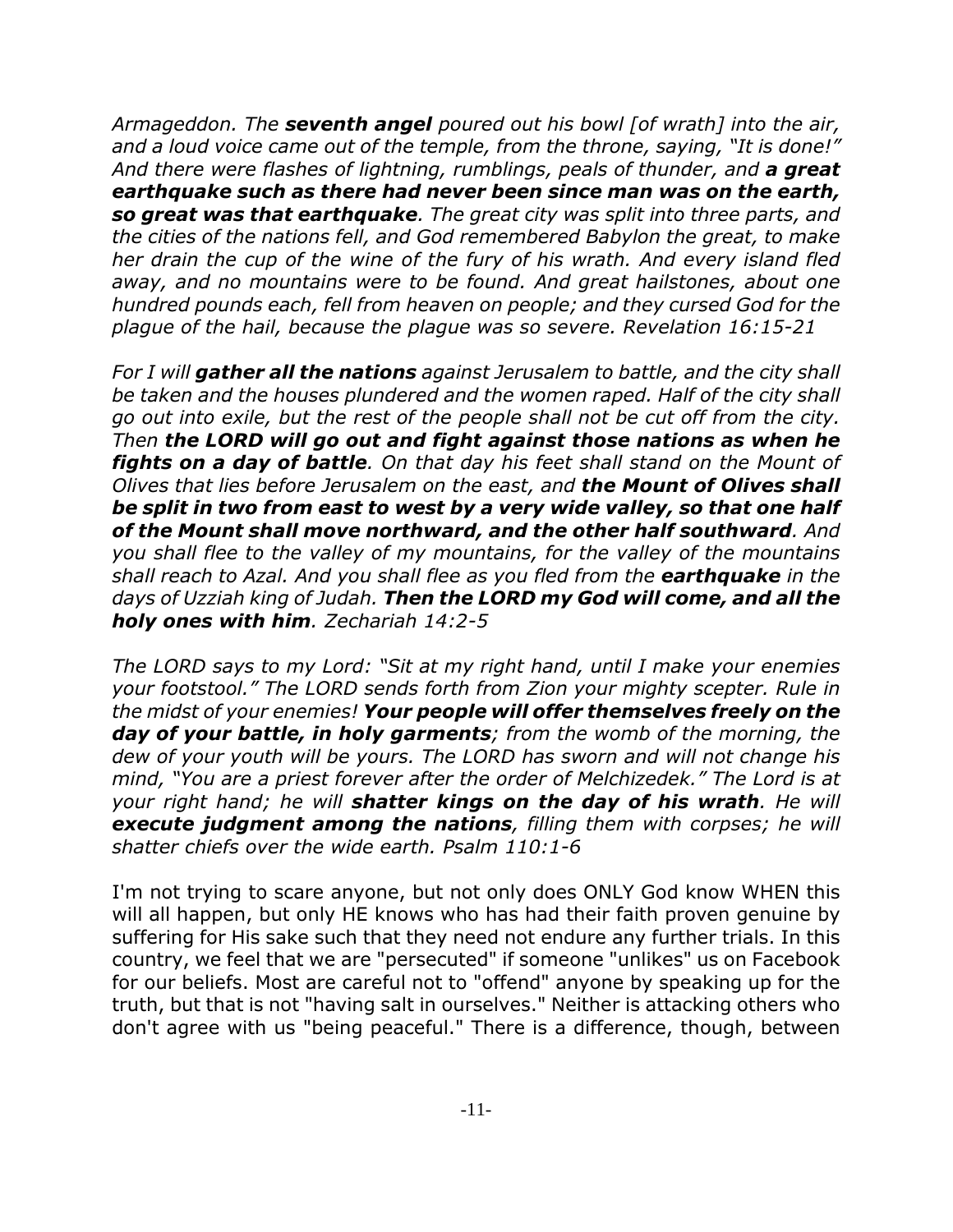*Armageddon. The **seventh angel** poured out his bowl [of wrath] into the air, and a loud voice came out of the temple, from the throne, saying, "It is done!" And there were flashes of lightning, rumblings, peals of thunder, and **a great earthquake such as there had never been since man was on the earth, so great was that earthquake**. The great city was split into three parts, and the cities of the nations fell, and God remembered Babylon the great, to make her drain the cup of the wine of the fury of his wrath. And every island fled away, and no mountains were to be found. And great hailstones, about one hundred pounds each, fell from heaven on people; and they cursed God for the plague of the hail, because the plague was so severe. Revelation 16:15-21*

*For I will **gather all the nations** against Jerusalem to battle, and the city shall be taken and the houses plundered and the women raped. Half of the city shall go out into exile, but the rest of the people shall not be cut off from the city. Then **the LORD will go out and fight against those nations as when he fights on a day of battle**. On that day his feet shall stand on the Mount of Olives that lies before Jerusalem on the east, and **the Mount of Olives shall be split in two from east to west by a very wide valley, so that one half of the Mount shall move northward, and the other half southward**. And you shall flee to the valley of my mountains, for the valley of the mountains shall reach to Azal. And you shall flee as you fled from the **earthquake** in the days of Uzziah king of Judah. **Then the LORD my God will come, and all the holy ones with him**. Zechariah 14:2-5*

*The LORD says to my Lord: "Sit at my right hand, until I make your enemies your footstool." The LORD sends forth from Zion your mighty scepter. Rule in the midst of your enemies! **Your people will offer themselves freely on the day of your battle, in holy garments**; from the womb of the morning, the dew of your youth will be yours. The LORD has sworn and will not change his mind, "You are a priest forever after the order of Melchizedek." The Lord is at your right hand; he will **shatter kings on the day of his wrath**. He will **execute judgment among the nations**, filling them with corpses; he will shatter chiefs over the wide earth. Psalm 110:1-6*

I'm not trying to scare anyone, but not only does ONLY God know WHEN this will all happen, but only HE knows who has had their faith proven genuine by suffering for His sake such that they need not endure any further trials. In this country, we feel that we are "persecuted" if someone "unlikes" us on Facebook for our beliefs. Most are careful not to "offend" anyone by speaking up for the truth, but that is not "having salt in ourselves." Neither is attacking others who don't agree with us "being peaceful." There is a difference, though, between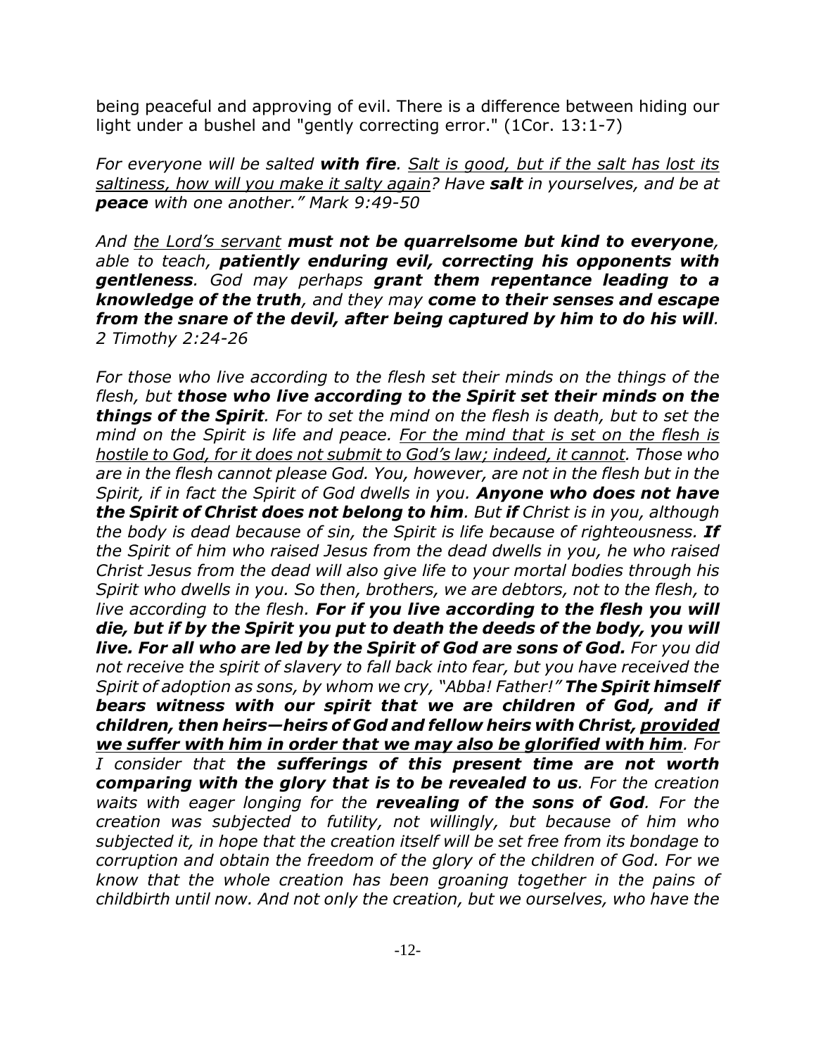being peaceful and approving of evil. There is a difference between hiding our light under a bushel and "gently correcting error." (1Cor. 13:1-7)

*For everyone will be salted **with fire**. <u>Salt is good, but if the salt has lost its saltiness, how will you make it salty again</u>? Have **salt** in yourselves, and be at **peace** with one another." Mark 9:49-50*

*And <u>the Lord's servant</u> **must not be quarrelsome but kind to everyone**, able to teach, **patiently enduring evil, correcting his opponents with gentleness**. God may perhaps **grant them repentance leading to a knowledge of the truth**, and they may **come to their senses and escape from the snare of the devil, after being captured by him to do his will**. 2 Timothy 2:24-26*

*For those who live according to the flesh set their minds on the things of the flesh, but **those who live according to the Spirit set their minds on the things of the Spirit**. For to set the mind on the flesh is death, but to set the mind on the Spirit is life and peace. <u>For the mind that is set on the flesh is hostile to God, for it does not submit to God's law; indeed, it cannot</u>. Those who are in the flesh cannot please God. You, however, are not in the flesh but in the Spirit, if in fact the Spirit of God dwells in you. **Anyone who does not have the Spirit of Christ does not belong to him**. But **if** Christ is in you, although the body is dead because of sin, the Spirit is life because of righteousness. **If** the Spirit of him who raised Jesus from the dead dwells in you, he who raised Christ Jesus from the dead will also give life to your mortal bodies through his Spirit who dwells in you. So then, brothers, we are debtors, not to the flesh, to live according to the flesh. **For if you live according to the flesh you will die, but if by the Spirit you put to death the deeds of the body, you will live. For all who are led by the Spirit of God are sons of God.** For you did not receive the spirit of slavery to fall back into fear, but you have received the Spirit of adoption as sons, by whom we cry, "Abba! Father!" **The Spirit himself bears witness with our spirit that we are children of God, and if children, then heirs—heirs of God and fellow heirs with Christ, <u>provided we suffer with him in order that we may also be glorified with him</u>**. For I consider that **the sufferings of this present time are not worth comparing with the glory that is to be revealed to us**. For the creation waits with eager longing for the **revealing of the sons of God**. For the creation was subjected to futility, not willingly, but because of him who subjected it, in hope that the creation itself will be set free from its bondage to corruption and obtain the freedom of the glory of the children of God. For we know that the whole creation has been groaning together in the pains of childbirth until now. And not only the creation, but we ourselves, who have the*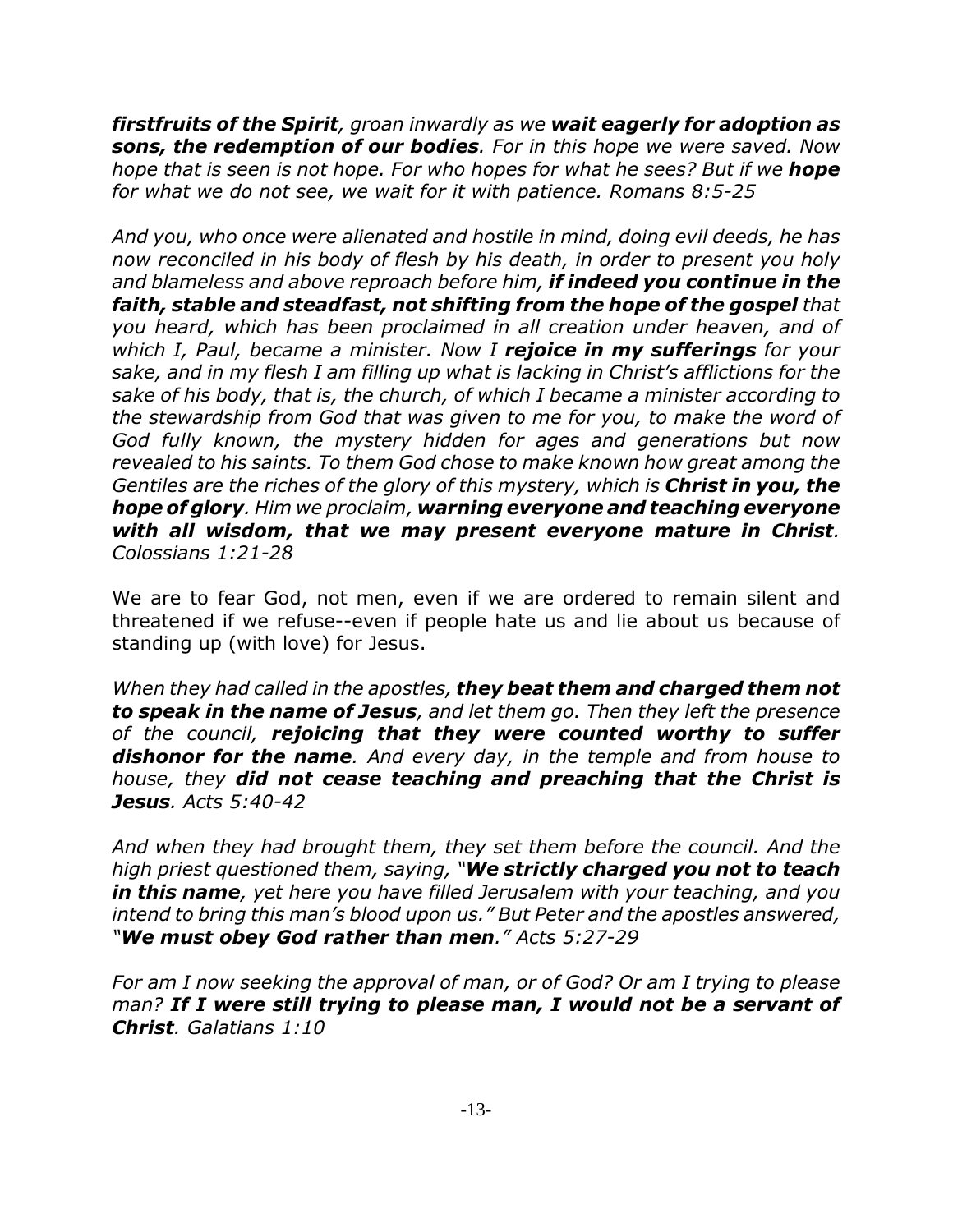*__firstfruits of the Spirit__, groan inwardly as we __wait eagerly for adoption as sons, the redemption of our bodies__. For in this hope we were saved. Now hope that is seen is not hope. For who hopes for what he sees? But if we __hope__ for what we do not see, we wait for it with patience. Romans 8:5-25*

*And you, who once were alienated and hostile in mind, doing evil deeds, he has now reconciled in his body of flesh by his death, in order to present you holy and blameless and above reproach before him, __if indeed you continue in the faith, stable and steadfast, not shifting from the hope of the gospel__ that you heard, which has been proclaimed in all creation under heaven, and of which I, Paul, became a minister. Now I __rejoice in my sufferings__ for your sake, and in my flesh I am filling up what is lacking in Christ's afflictions for the sake of his body, that is, the church, of which I became a minister according to the stewardship from God that was given to me for you, to make the word of God fully known, the mystery hidden for ages and generations but now revealed to his saints. To them God chose to make known how great among the Gentiles are the riches of the glory of this mystery, which is __Christ <u>in</u> you, the <u>hope</u> of glory__. Him we proclaim, __warning everyone and teaching everyone with all wisdom, that we may present everyone mature in Christ__. Colossians 1:21-28*

We are to fear God, not men, even if we are ordered to remain silent and threatened if we refuse--even if people hate us and lie about us because of standing up (with love) for Jesus.

*When they had called in the apostles, __they beat them and charged them not to speak in the name of Jesus__, and let them go. Then they left the presence of the council, __rejoicing that they were counted worthy to suffer dishonor for the name__. And every day, in the temple and from house to house, they __did not cease teaching and preaching that the Christ is Jesus__. Acts 5:40-42*

*And when they had brought them, they set them before the council. And the high priest questioned them, saying, "__We strictly charged you not to teach in this name__, yet here you have filled Jerusalem with your teaching, and you intend to bring this man's blood upon us." But Peter and the apostles answered, "__We must obey God rather than men__." Acts 5:27-29*

*For am I now seeking the approval of man, or of God? Or am I trying to please man? __If I were still trying to please man, I would not be a servant of Christ__. Galatians 1:10*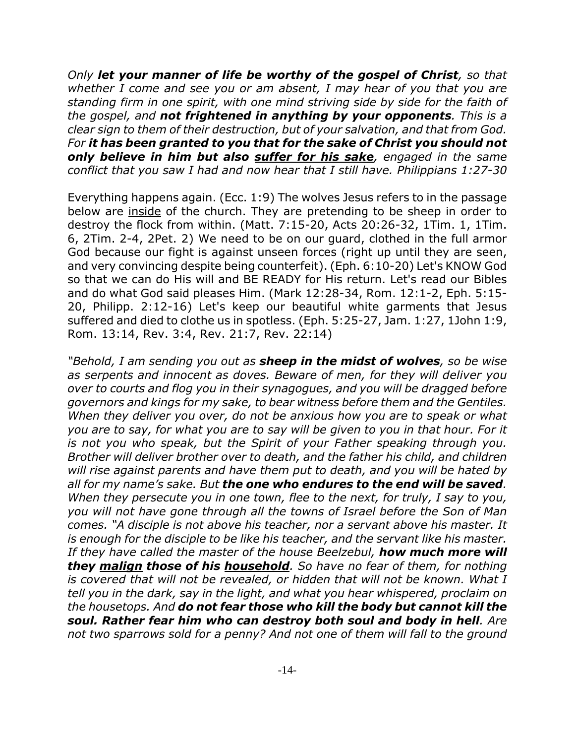*Only **let your manner of life be worthy of the gospel of Christ**, so that whether I come and see you or am absent, I may hear of you that you are standing firm in one spirit, with one mind striving side by side for the faith of the gospel, and **not frightened in anything by your opponents**. This is a clear sign to them of their destruction, but of your salvation, and that from God. For **it has been granted to you that for the sake of Christ you should not only believe in him but also <u>suffer for his sake</u>**, engaged in the same conflict that you saw I had and now hear that I still have. Philippians 1:27-30*

Everything happens again. (Ecc. 1:9) The wolves Jesus refers to in the passage below are <u>inside</u> of the church. They are pretending to be sheep in order to destroy the flock from within. (Matt. 7:15-20, Acts 20:26-32, 1Tim. 1, 1Tim. 6, 2Tim. 2-4, 2Pet. 2) We need to be on our guard, clothed in the full armor God because our fight is against unseen forces (right up until they are seen, and very convincing despite being counterfeit). (Eph. 6:10-20) Let's KNOW God so that we can do His will and BE READY for His return. Let's read our Bibles and do what God said pleases Him. (Mark 12:28-34, Rom. 12:1-2, Eph. 5:15-20, Philipp. 2:12-16) Let's keep our beautiful white garments that Jesus suffered and died to clothe us in spotless. (Eph. 5:25-27, Jam. 1:27, 1John 1:9, Rom. 13:14, Rev. 3:4, Rev. 21:7, Rev. 22:14)

*"Behold, I am sending you out as **sheep in the midst of wolves**, so be wise as serpents and innocent as doves. Beware of men, for they will deliver you over to courts and flog you in their synagogues, and you will be dragged before governors and kings for my sake, to bear witness before them and the Gentiles. When they deliver you over, do not be anxious how you are to speak or what you are to say, for what you are to say will be given to you in that hour. For it is not you who speak, but the Spirit of your Father speaking through you. Brother will deliver brother over to death, and the father his child, and children will rise against parents and have them put to death, and you will be hated by all for my name's sake. But **the one who endures to the end will be saved**. When they persecute you in one town, flee to the next, for truly, I say to you, you will not have gone through all the towns of Israel before the Son of Man comes. "A disciple is not above his teacher, nor a servant above his master. It is enough for the disciple to be like his teacher, and the servant like his master. If they have called the master of the house Beelzebul, **how much more will they <u>malign</u> those of his <u>household</u>**. So have no fear of them, for nothing is covered that will not be revealed, or hidden that will not be known. What I tell you in the dark, say in the light, and what you hear whispered, proclaim on the housetops. And **do not fear those who kill the body but cannot kill the soul. Rather fear him who can destroy both soul and body in hell**. Are not two sparrows sold for a penny? And not one of them will fall to the ground*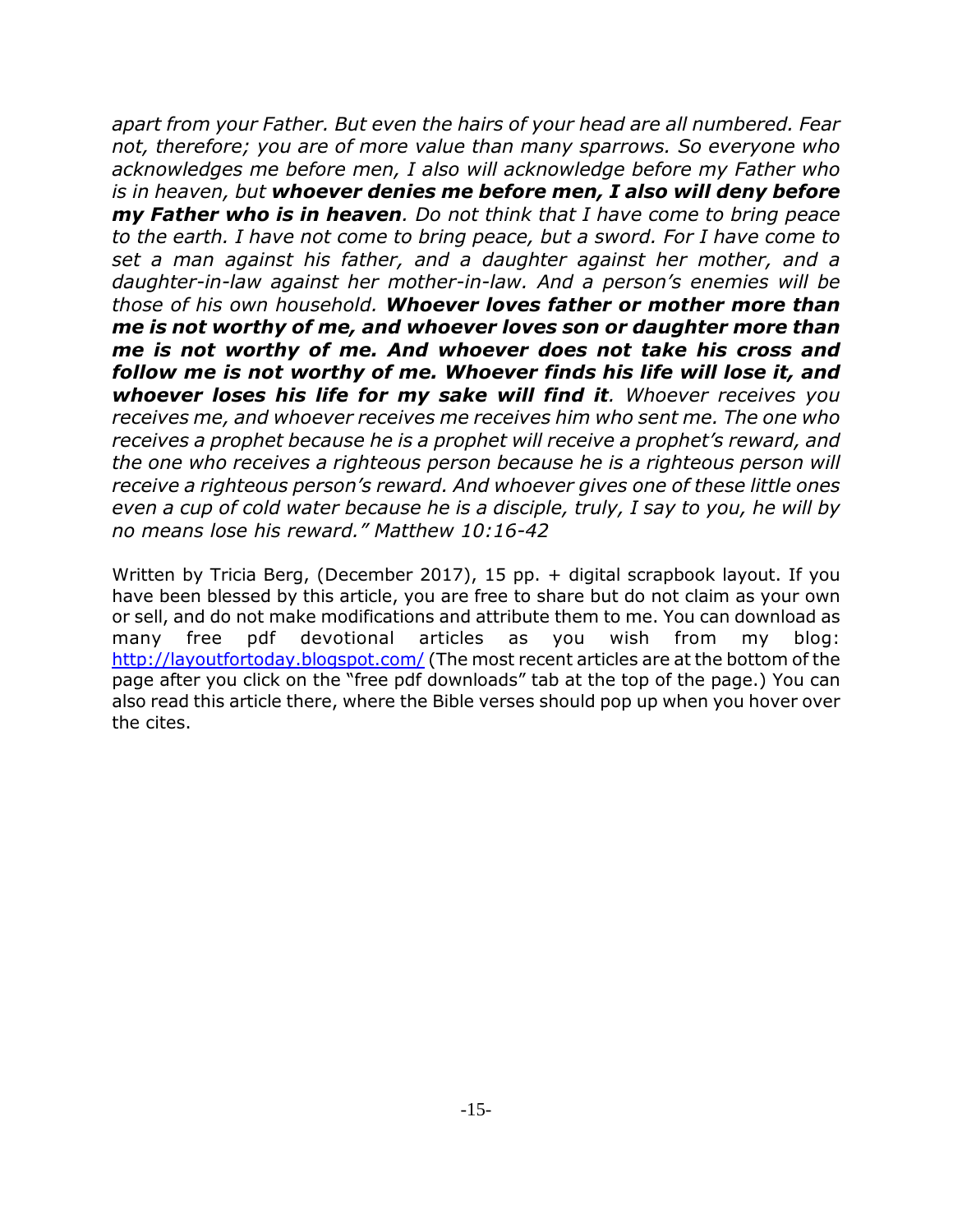*apart from your Father. But even the hairs of your head are all numbered. Fear not, therefore; you are of more value than many sparrows. So everyone who acknowledges me before men, I also will acknowledge before my Father who is in heaven, but* ***whoever denies me before men, I also will deny before my Father who is in heaven****. Do not think that I have come to bring peace to the earth. I have not come to bring peace, but a sword. For I have come to set a man against his father, and a daughter against her mother, and a daughter-in-law against her mother-in-law. And a person's enemies will be those of his own household.* ***Whoever loves father or mother more than me is not worthy of me, and whoever loves son or daughter more than me is not worthy of me. And whoever does not take his cross and follow me is not worthy of me. Whoever finds his life will lose it, and whoever loses his life for my sake will find it****. Whoever receives you receives me, and whoever receives me receives him who sent me. The one who receives a prophet because he is a prophet will receive a prophet's reward, and the one who receives a righteous person because he is a righteous person will receive a righteous person's reward. And whoever gives one of these little ones even a cup of cold water because he is a disciple, truly, I say to you, he will by no means lose his reward." Matthew 10:16-42*

Written by Tricia Berg, (December 2017), 15 pp. + digital scrapbook layout. If you have been blessed by this article, you are free to share but do not claim as your own or sell, and do not make modifications and attribute them to me. You can download as many free pdf devotional articles as you wish from my blog: [http://layoutfortoday.blogspot.com/](http://layoutfortoday.blogspot.com/) (The most recent articles are at the bottom of the page after you click on the "free pdf downloads" tab at the top of the page.) You can also read this article there, where the Bible verses should pop up when you hover over the cites.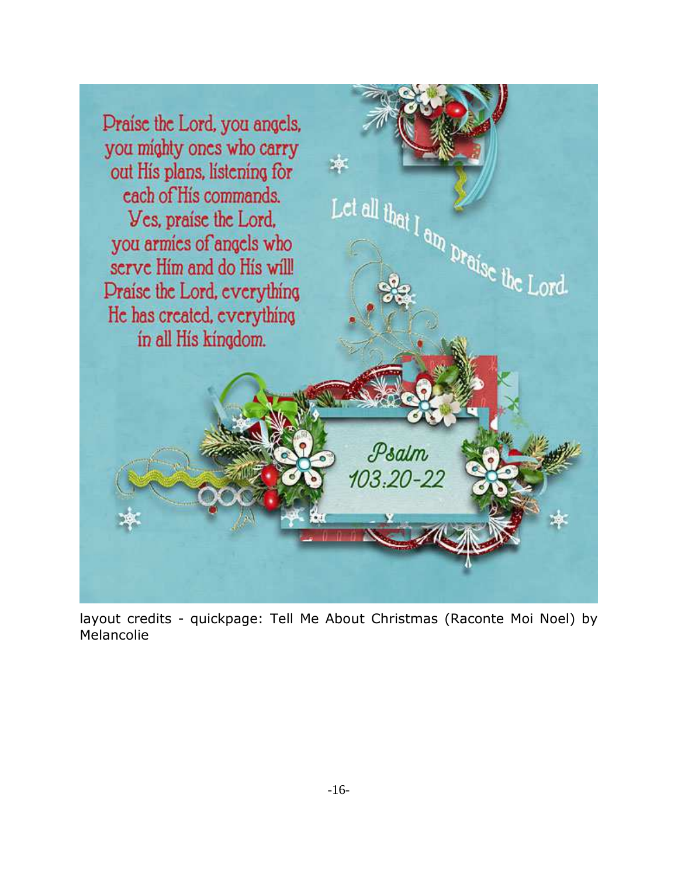Praise the Lord, you angels,
you mighty ones who carry
out His plans, listening for
each of His commands.
Yes, praise the Lord,
you armies of angels who
serve Him and do His will!
Praise the Lord, everything
He has created, everything
in all His kingdom.

Let all that I am praise the Lord.

Psalm
103:20-22

layout credits - quickpage: Tell Me About Christmas (Raconte Moi Noel) by Melancolie